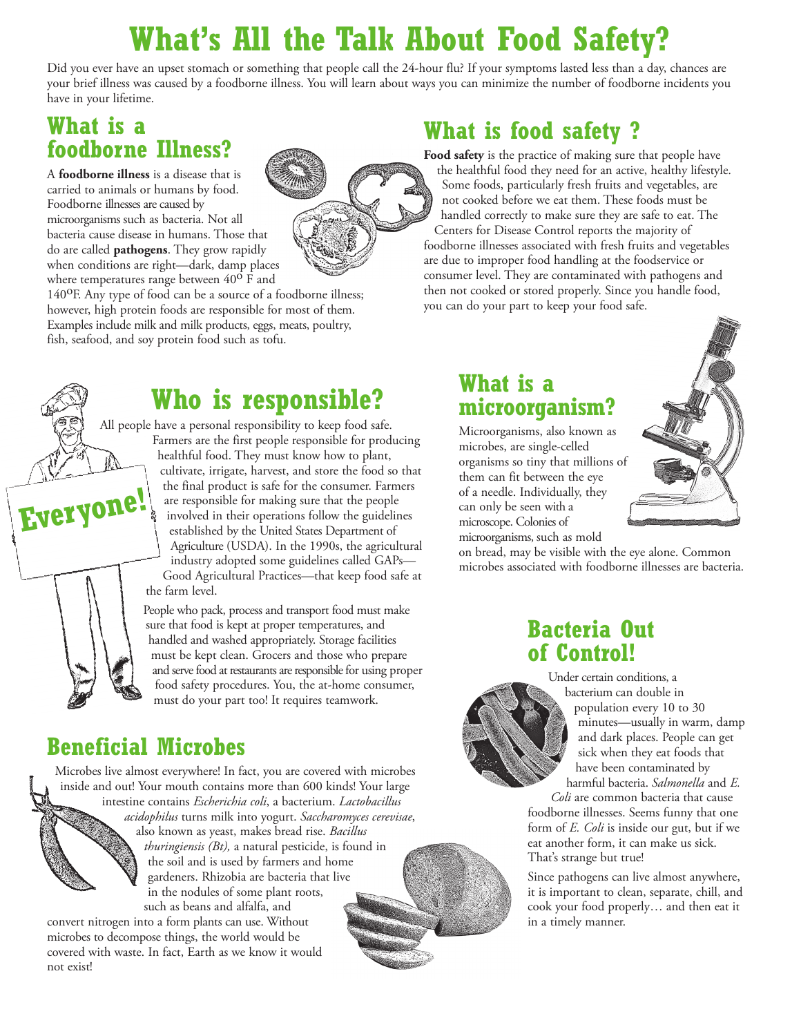# What's All the Talk About Food Safety?

Did you ever have an upset stomach or something that people call the 24-hour flu? If your symptoms lasted less than a day, chances are your brief illness was caused by a foodborne illness. You will learn about ways you can minimize the number of foodborne incidents you have in your lifetime.

## What is a foodborne Illness?

A **foodborne illness** is a disease that is carried to animals or humans by food. Foodborne illnesses are caused by microorganisms such as bacteria. Not all bacteria cause disease in humans. Those that do are called **pathogens**. They grow rapidly when conditions are right—dark, damp places where temperatures range between 40º F and 140ºF. Any type of food can be a source of a foodborne illness; however, high protein foods are responsible for most of them. Examples include milk and milk products, eggs, meats, poultry, fish, seafood, and soy protein food such as tofu.

## What is food safety ?

**Food safety** is the practice of making sure that people have the healthful food they need for an active, healthy lifestyle. Some foods, particularly fresh fruits and vegetables, are not cooked before we eat them. These foods must be handled correctly to make sure they are safe to eat. The Centers for Disease Control reports the majority of foodborne illnesses associated with fresh fruits and vegetables are due to improper food handling at the foodservice or consumer level. They are contaminated with pathogens and then not cooked or stored properly. Since you handle food, you can do your part to keep your food safe.

## Who is responsible?

**Everyone!**

All people have a personal responsibility to keep food safe. Farmers are the first people responsible for producing healthful food. They must know how to plant, cultivate, irrigate, harvest, and store the food so that the final product is safe for the consumer. Farmers are responsible for making sure that the people involved in their operations follow the guidelines established by the United States Department of Agriculture (USDA). In the 1990s, the agricultural industry adopted some guidelines called GAPs—Good Agricultural Practices—that keep food safe at the farm level.

People who pack, process and transport food must make sure that food is kept at proper temperatures, and handled and washed appropriately. Storage facilities must be kept clean. Grocers and those who prepare and serve food at restaurants are responsible for using proper food safety procedures. You, the at-home consumer, must do your part too! It requires teamwork.

## What is a microorganism?

Microorganisms, also known as microbes, are single-celled organisms so tiny that millions of them can fit between the eye of a needle. Individually, they can only be seen with a microscope. Colonies of microorganisms, such as mold on bread, may be visible with the eye alone. Common microbes associated with foodborne illnesses are bacteria.

## Beneficial Microbes

Microbes live almost everywhere! In fact, you are covered with microbes inside and out! Your mouth contains more than 600 kinds! Your large intestine contains *Escherichia coli*, a bacterium. *Lactobacillus acidophilus* turns milk into yogurt. *Saccharomyces cerevisae*, also known as yeast, makes bread rise. *Bacillus thuringiensis (Bt),* a natural pesticide, is found in the soil and is used by farmers and home gardeners. Rhizobia are bacteria that live in the nodules of some plant roots, such as beans and alfalfa, and convert nitrogen into a form plants can use. Without microbes to decompose things, the world would be covered with waste. In fact, Earth as we know it would not exist!

## Bacteria Out of Control!

Under certain conditions, a bacterium can double in population every 10 to 30 minutes—usually in warm, damp and dark places. People can get sick when they eat foods that have been contaminated by harmful bacteria. *Salmonella* and *E. Coli* are common bacteria that cause foodborne illnesses. Seems funny that one form of *E. Coli* is inside our gut, but if we eat another form, it can make us sick. That's strange but true!

Since pathogens can live almost anywhere, it is important to clean, separate, chill, and cook your food properly… and then eat it in a timely manner.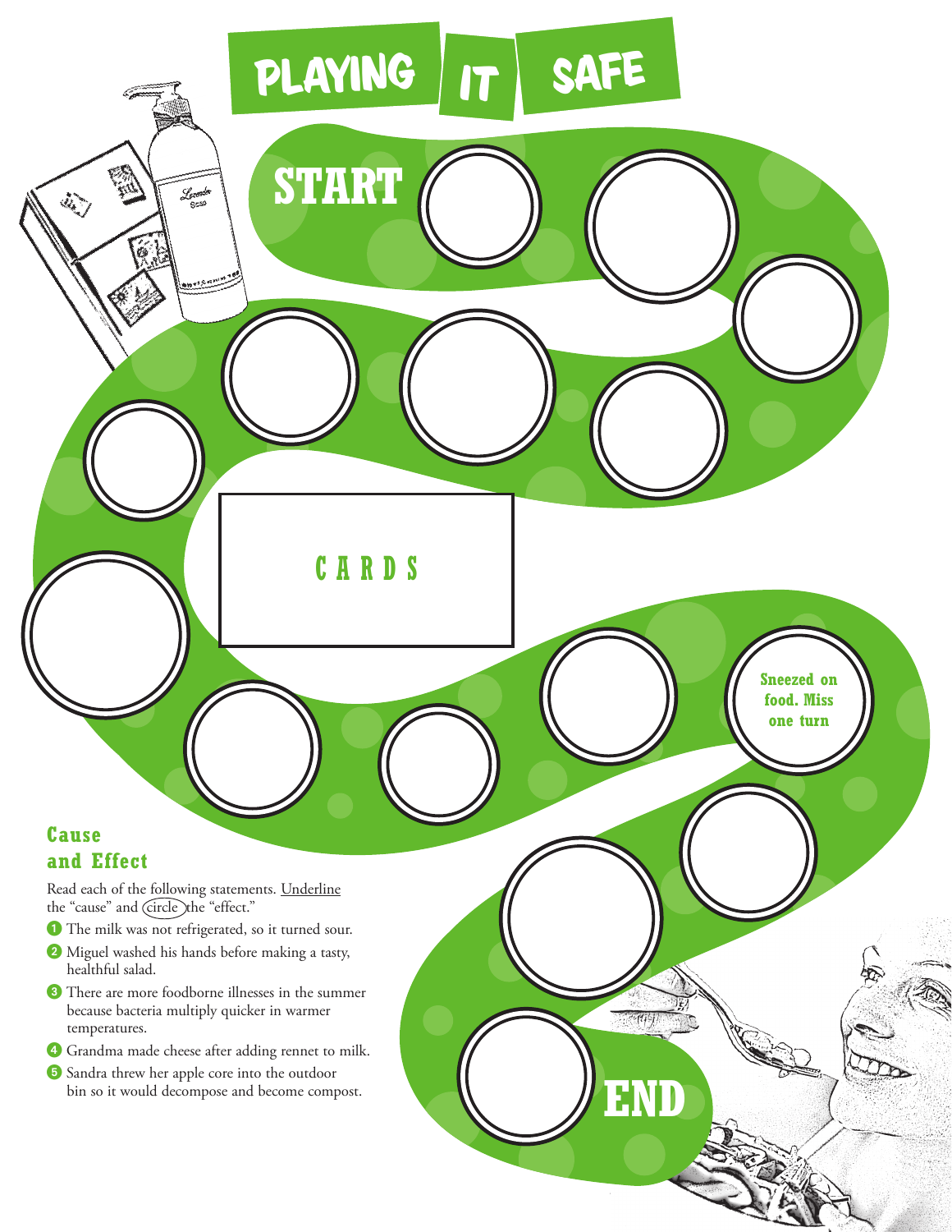# PLAYING IT SAFE

START

CARDS

Sneezed on food. Miss one turn

END

## Cause and Effect

Read each of the following statements. Underline the "cause" and circle the "effect."

1. The milk was not refrigerated, so it turned sour.
2. Miguel washed his hands before making a tasty, healthful salad.
3. There are more foodborne illnesses in the summer because bacteria multiply quicker in warmer temperatures.
4. Grandma made cheese after adding rennet to milk.
5. Sandra threw her apple core into the outdoor bin so it would decompose and become compost.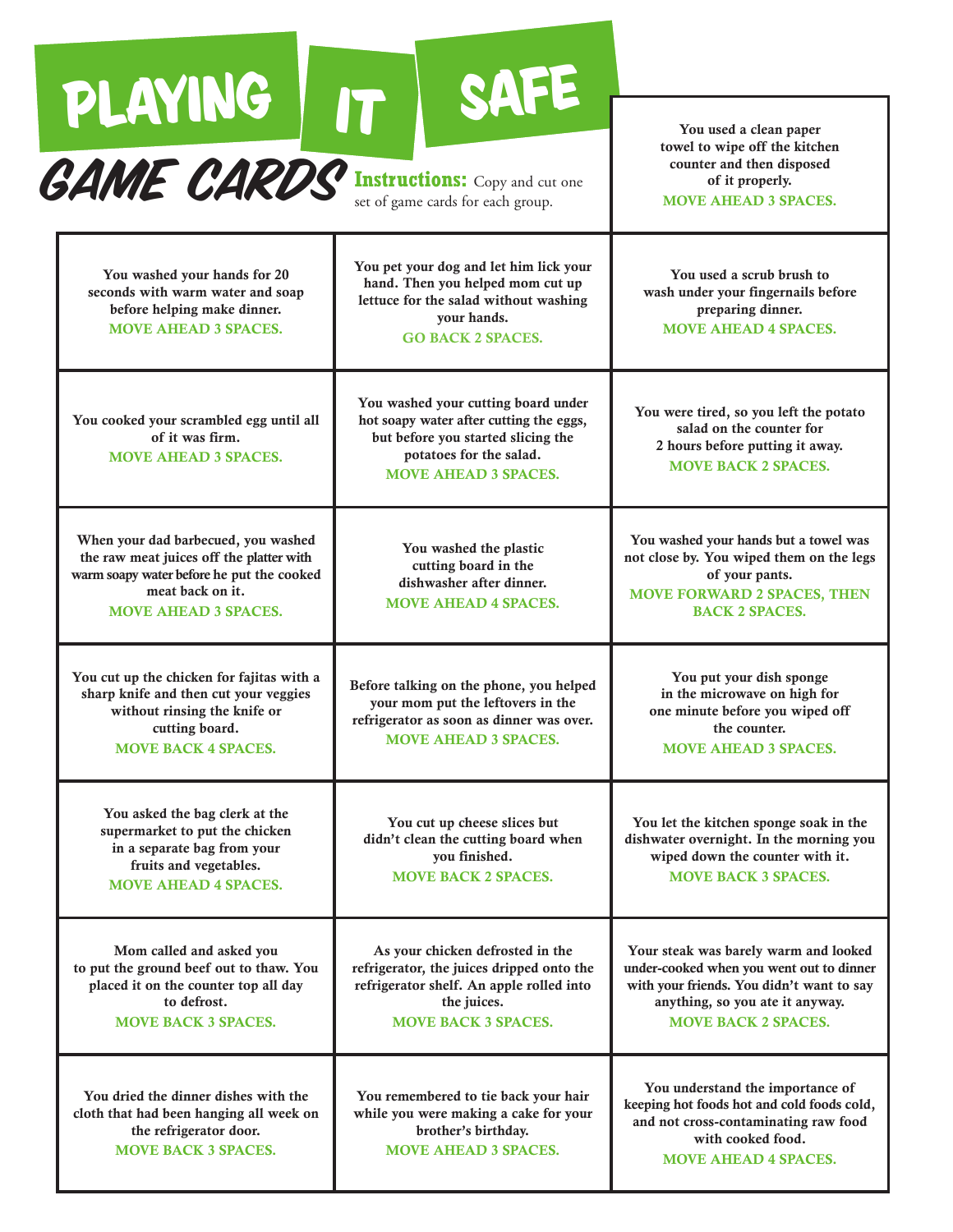# PLAYING IT SAFE

## GAME CARDS

**Instructions:** Copy and cut one set of game cards for each group.

| | | |
|---|---|---|
| | | You used a clean paper towel to wipe off the kitchen counter and then disposed of it properly. **MOVE AHEAD 3 SPACES.** |
| You washed your hands for 20 seconds with warm water and soap before helping make dinner. **MOVE AHEAD 3 SPACES.** | You pet your dog and let him lick your hand. Then you helped mom cut up lettuce for the salad without washing your hands. **GO BACK 2 SPACES.** | You used a scrub brush to wash under your fingernails before preparing dinner. **MOVE AHEAD 4 SPACES.** |
| You cooked your scrambled egg until all of it was firm. **MOVE AHEAD 3 SPACES.** | You washed your cutting board under hot soapy water after cutting the eggs, but before you started slicing the potatoes for the salad. **MOVE AHEAD 3 SPACES.** | You were tired, so you left the potato salad on the counter for 2 hours before putting it away. **MOVE BACK 2 SPACES.** |
| When your dad barbecued, you washed the raw meat juices off the platter with warm soapy water before he put the cooked meat back on it. **MOVE AHEAD 3 SPACES.** | You washed the plastic cutting board in the dishwasher after dinner. **MOVE AHEAD 4 SPACES.** | You washed your hands but a towel was not close by. You wiped them on the legs of your pants. **MOVE FORWARD 2 SPACES, THEN BACK 2 SPACES.** |
| You cut up the chicken for fajitas with a sharp knife and then cut your veggies without rinsing the knife or cutting board. **MOVE BACK 4 SPACES.** | Before talking on the phone, you helped your mom put the leftovers in the refrigerator as soon as dinner was over. **MOVE AHEAD 3 SPACES.** | You put your dish sponge in the microwave on high for one minute before you wiped off the counter. **MOVE AHEAD 3 SPACES.** |
| You asked the bag clerk at the supermarket to put the chicken in a separate bag from your fruits and vegetables. **MOVE AHEAD 4 SPACES.** | You cut up cheese slices but didn't clean the cutting board when you finished. **MOVE BACK 2 SPACES.** | You let the kitchen sponge soak in the dishwater overnight. In the morning you wiped down the counter with it. **MOVE BACK 3 SPACES.** |
| Mom called and asked you to put the ground beef out to thaw. You placed it on the counter top all day to defrost. **MOVE BACK 3 SPACES.** | As your chicken defrosted in the refrigerator, the juices dripped onto the refrigerator shelf. An apple rolled into the juices. **MOVE BACK 3 SPACES.** | Your steak was barely warm and looked under-cooked when you went out to dinner with your friends. You didn't want to say anything, so you ate it anyway. **MOVE BACK 2 SPACES.** |
| You dried the dinner dishes with the cloth that had been hanging all week on the refrigerator door. **MOVE BACK 3 SPACES.** | You remembered to tie back your hair while you were making a cake for your brother's birthday. **MOVE AHEAD 3 SPACES.** | You understand the importance of keeping hot foods hot and cold foods cold, and not cross-contaminating raw food with cooked food. **MOVE AHEAD 4 SPACES.** |